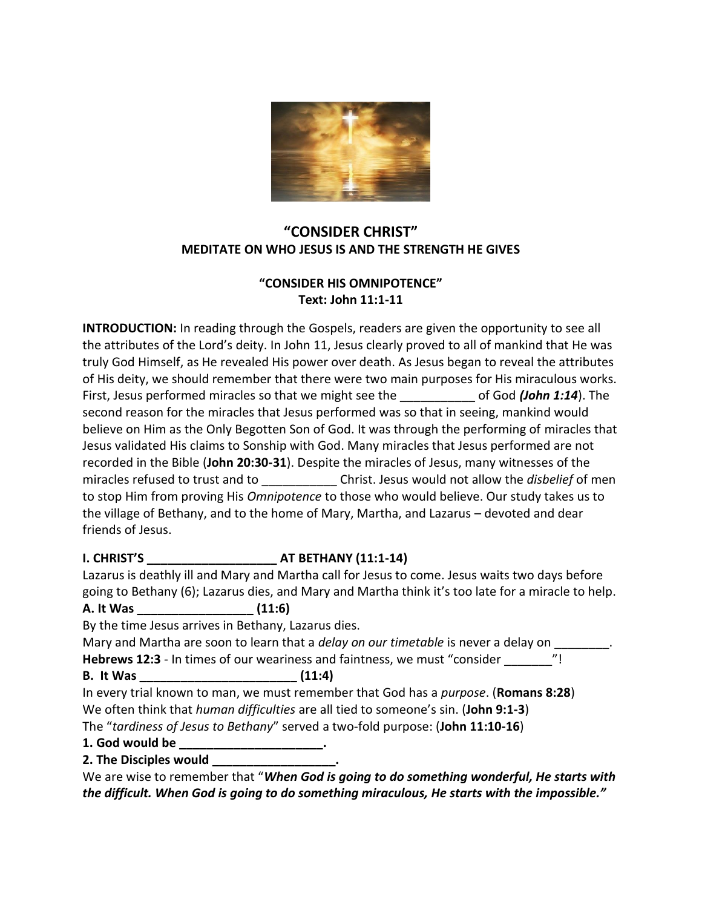# "CONSIDER CHRIST"

## MEDITATE ON WHO JESUS IS AND THE STRENGTH HE GIVES

### "CONSIDER HIS OMNIPOTENCE"

**Text: John 11:1-11**

**INTRODUCTION:** In reading through the Gospels, readers are given the opportunity to see all the attributes of the Lord's deity. In John 11, Jesus clearly proved to all of mankind that He was truly God Himself, as He revealed His power over death. As Jesus began to reveal the attributes of His deity, we should remember that there were two main purposes for His miraculous works. First, Jesus performed miracles so that we might see the ___________ of God ***(John 1:14)***. The second reason for the miracles that Jesus performed was so that in seeing, mankind would believe on Him as the Only Begotten Son of God. It was through the performing of miracles that Jesus validated His claims to Sonship with God. Many miracles that Jesus performed are not recorded in the Bible (**John 20:30-31**). Despite the miracles of Jesus, many witnesses of the miracles refused to trust and to ___________ Christ. Jesus would not allow the *disbelief* of men to stop Him from proving His *Omnipotence* to those who would believe. Our study takes us to the village of Bethany, and to the home of Mary, Martha, and Lazarus – devoted and dear friends of Jesus.

**I. CHRIST'S ___________________ AT BETHANY (11:1-14)**

Lazarus is deathly ill and Mary and Martha call for Jesus to come. Jesus waits two days before going to Bethany (6); Lazarus dies, and Mary and Martha think it's too late for a miracle to help.

**A. It Was _________________ (11:6)**

By the time Jesus arrives in Bethany, Lazarus dies.

Mary and Martha are soon to learn that a *delay on our timetable* is never a delay on ________.

**Hebrews 12:3** - In times of our weariness and faintness, we must "consider _______"!

**B. It Was ________________________ (11:4)**

In every trial known to man, we must remember that God has a *purpose*. (**Romans 8:28**)

We often think that *human difficulties* are all tied to someone's sin. (**John 9:1-3**)

The "*tardiness of Jesus to Bethany*" served a two-fold purpose: (**John 11:10-16**)

**1. God would be ______________________.**

**2. The Disciples would ___________________.**

We are wise to remember that "***When God is going to do something wonderful, He starts with the difficult. When God is going to do something miraculous, He starts with the impossible."***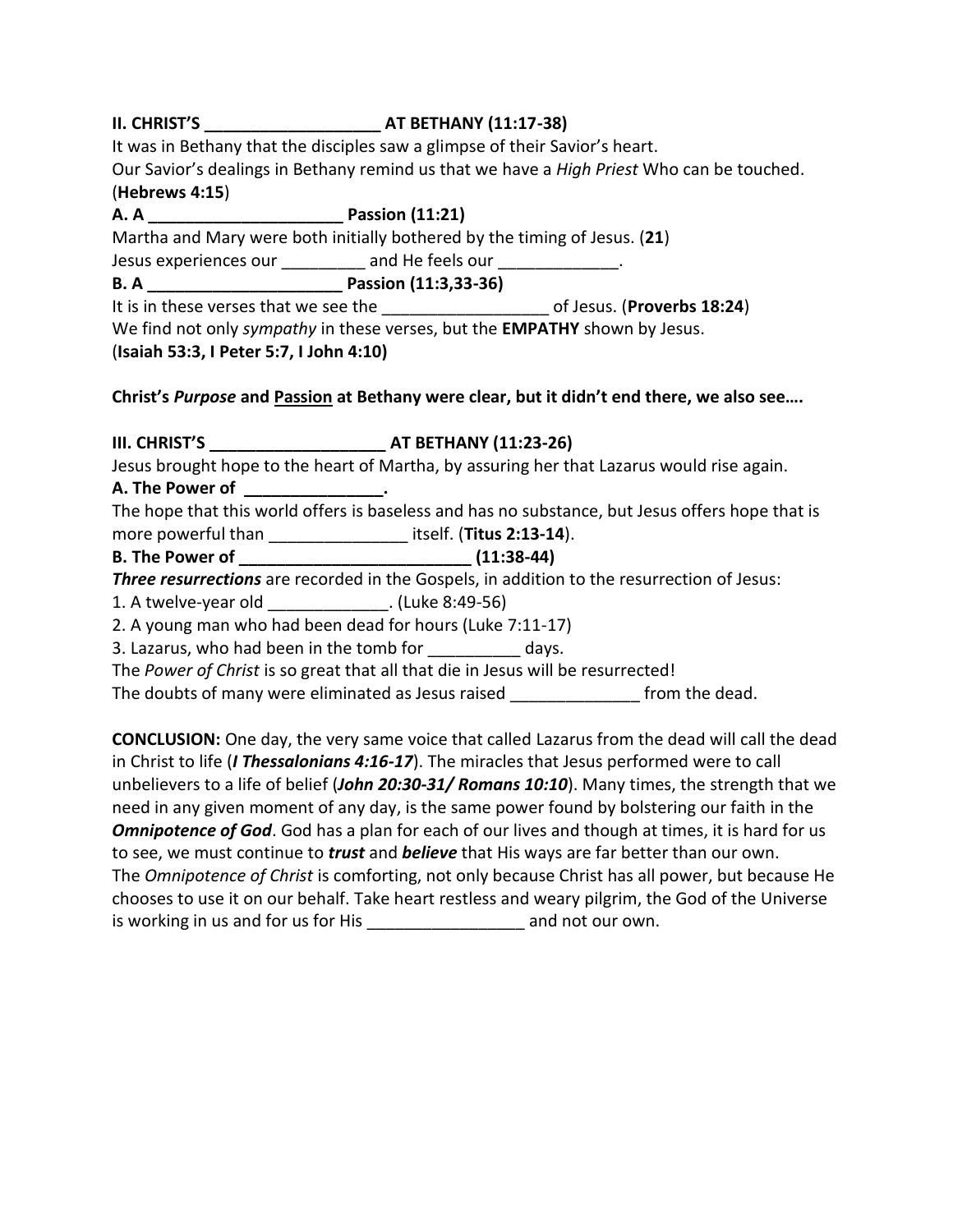**II. CHRIST'S ___________________ AT BETHANY (11:17-38)**

It was in Bethany that the disciples saw a glimpse of their Savior's heart.

Our Savior's dealings in Bethany remind us that we have a *High Priest* Who can be touched. (**Hebrews 4:15**)

**A. A _____________________ Passion (11:21)**

Martha and Mary were both initially bothered by the timing of Jesus. (**21**)

Jesus experiences our _________ and He feels our _____________.

**B. A _____________________ Passion (11:3,33-36)**

It is in these verses that we see the __________________ of Jesus. (**Proverbs 18:24**)

We find not only *sympathy* in these verses, but the **EMPATHY** shown by Jesus. (**Isaiah 53:3, I Peter 5:7, I John 4:10)**

**Christ's *Purpose* and <u>Passion</u> at Bethany were clear, but it didn't end there, we also see….**

**III. CHRIST'S ___________________ AT BETHANY (11:23-26)**

Jesus brought hope to the heart of Martha, by assuring her that Lazarus would rise again.

**A. The Power of _______________.**

The hope that this world offers is baseless and has no substance, but Jesus offers hope that is more powerful than _______________ itself. (**Titus 2:13-14**).

**B. The Power of __________________________ (11:38-44)**

***Three resurrections*** are recorded in the Gospels, in addition to the resurrection of Jesus:

1. A twelve-year old _____________. (Luke 8:49-56)
2. A young man who had been dead for hours (Luke 7:11-17)
3. Lazarus, who had been in the tomb for __________ days.

The *Power of Christ* is so great that all that die in Jesus will be resurrected!

The doubts of many were eliminated as Jesus raised ______________ from the dead.

**CONCLUSION:** One day, the very same voice that called Lazarus from the dead will call the dead in Christ to life (***I Thessalonians 4:16-17***). The miracles that Jesus performed were to call unbelievers to a life of belief (***John 20:30-31/ Romans 10:10***). Many times, the strength that we need in any given moment of any day, is the same power found by bolstering our faith in the ***Omnipotence of God***. God has a plan for each of our lives and though at times, it is hard for us to see, we must continue to ***trust*** and ***believe*** that His ways are far better than our own. The *Omnipotence of Christ* is comforting, not only because Christ has all power, but because He chooses to use it on our behalf. Take heart restless and weary pilgrim, the God of the Universe is working in us and for us for His _________________ and not our own.